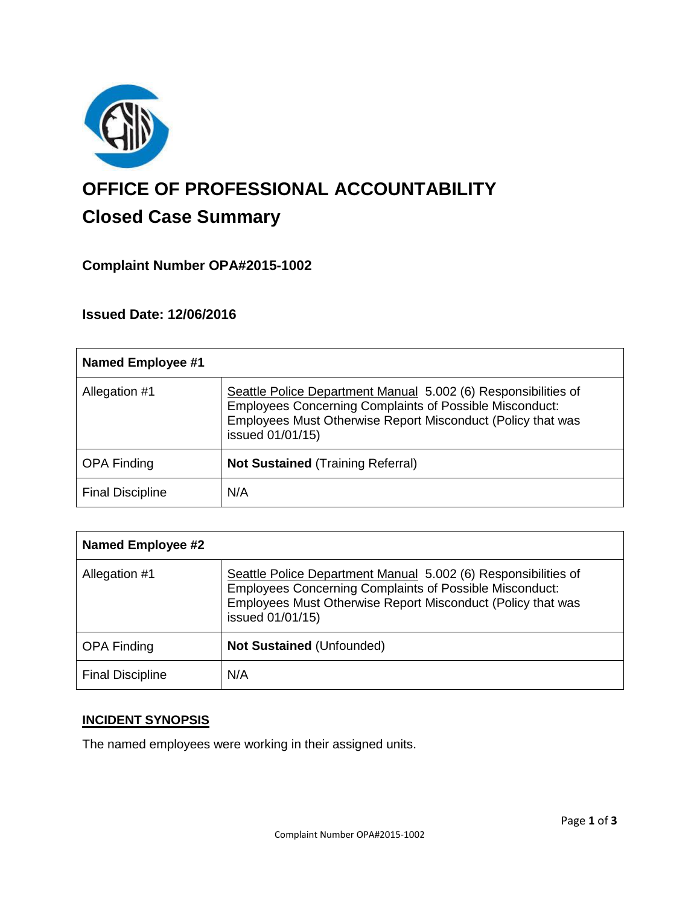# OFFICE OF PROFESSIONAL ACCOUNTABILITY

## Closed Case Summary

### Complaint Number OPA#2015-1002

### Issued Date: 12/06/2016

| Named Employee #1 | |
|---|---|
| Allegation #1 | Seattle Police Department Manual 5.002 (6) Responsibilities of Employees Concerning Complaints of Possible Misconduct: Employees Must Otherwise Report Misconduct (Policy that was issued 01/01/15) |
| OPA Finding | **Not Sustained** (Training Referral) |
| Final Discipline | N/A |

| Named Employee #2 | |
|---|---|
| Allegation #1 | Seattle Police Department Manual 5.002 (6) Responsibilities of Employees Concerning Complaints of Possible Misconduct: Employees Must Otherwise Report Misconduct (Policy that was issued 01/01/15) |
| OPA Finding | **Not Sustained** (Unfounded) |
| Final Discipline | N/A |

**INCIDENT SYNOPSIS**

The named employees were working in their assigned units.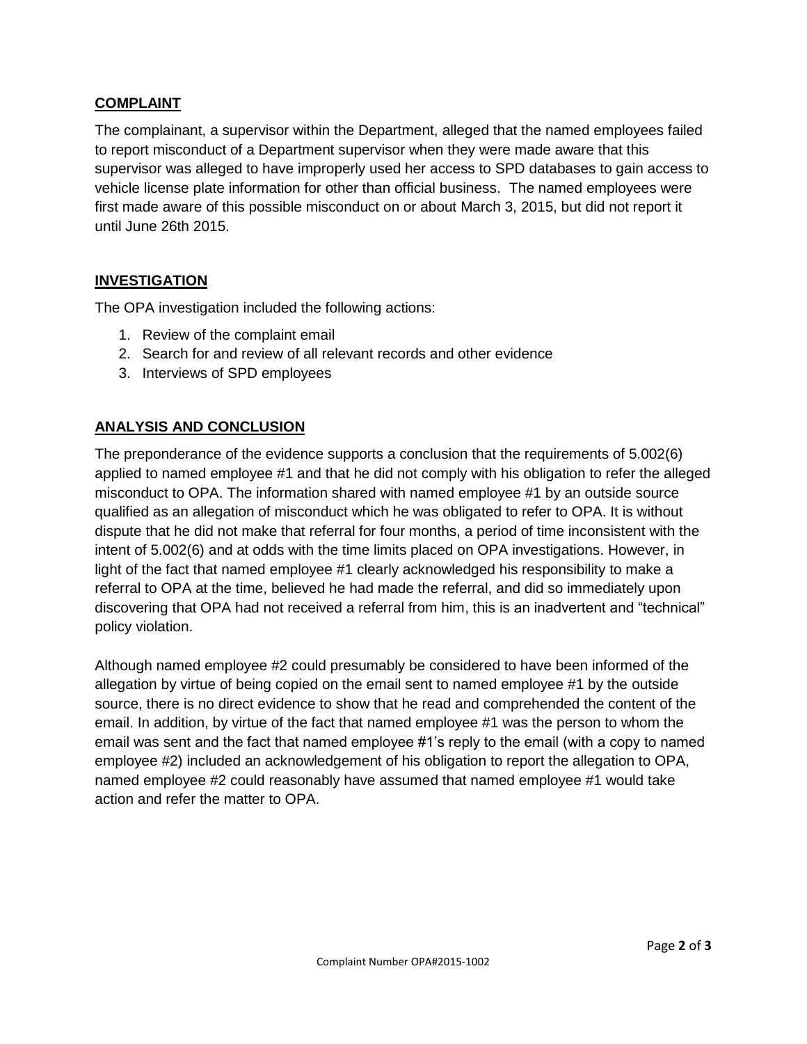## COMPLAINT

The complainant, a supervisor within the Department, alleged that the named employees failed to report misconduct of a Department supervisor when they were made aware that this supervisor was alleged to have improperly used her access to SPD databases to gain access to vehicle license plate information for other than official business. The named employees were first made aware of this possible misconduct on or about March 3, 2015, but did not report it until June 26th 2015.

## INVESTIGATION

The OPA investigation included the following actions:

1. Review of the complaint email
2. Search for and review of all relevant records and other evidence
3. Interviews of SPD employees

## ANALYSIS AND CONCLUSION

The preponderance of the evidence supports a conclusion that the requirements of 5.002(6) applied to named employee #1 and that he did not comply with his obligation to refer the alleged misconduct to OPA. The information shared with named employee #1 by an outside source qualified as an allegation of misconduct which he was obligated to refer to OPA. It is without dispute that he did not make that referral for four months, a period of time inconsistent with the intent of 5.002(6) and at odds with the time limits placed on OPA investigations. However, in light of the fact that named employee #1 clearly acknowledged his responsibility to make a referral to OPA at the time, believed he had made the referral, and did so immediately upon discovering that OPA had not received a referral from him, this is an inadvertent and "technical" policy violation.

Although named employee #2 could presumably be considered to have been informed of the allegation by virtue of being copied on the email sent to named employee #1 by the outside source, there is no direct evidence to show that he read and comprehended the content of the email. In addition, by virtue of the fact that named employee #1 was the person to whom the email was sent and the fact that named employee #1's reply to the email (with a copy to named employee #2) included an acknowledgement of his obligation to report the allegation to OPA, named employee #2 could reasonably have assumed that named employee #1 would take action and refer the matter to OPA.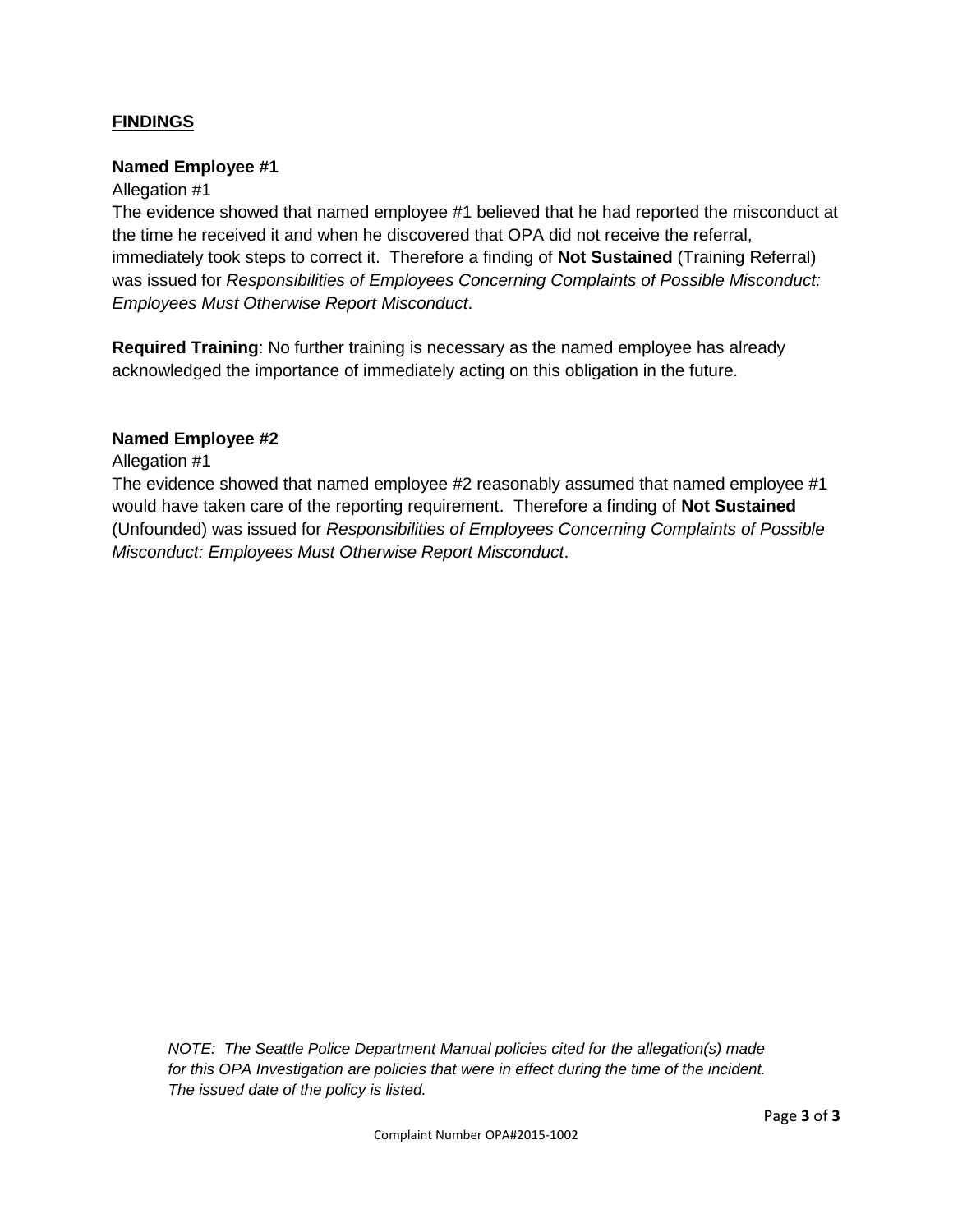## FINDINGS

**Named Employee #1**

Allegation #1

The evidence showed that named employee #1 believed that he had reported the misconduct at the time he received it and when he discovered that OPA did not receive the referral, immediately took steps to correct it. Therefore a finding of **Not Sustained** (Training Referral) was issued for *Responsibilities of Employees Concerning Complaints of Possible Misconduct: Employees Must Otherwise Report Misconduct*.

**Required Training**: No further training is necessary as the named employee has already acknowledged the importance of immediately acting on this obligation in the future.

**Named Employee #2**

Allegation #1

The evidence showed that named employee #2 reasonably assumed that named employee #1 would have taken care of the reporting requirement. Therefore a finding of **Not Sustained** (Unfounded) was issued for *Responsibilities of Employees Concerning Complaints of Possible Misconduct: Employees Must Otherwise Report Misconduct*.

*NOTE: The Seattle Police Department Manual policies cited for the allegation(s) made for this OPA Investigation are policies that were in effect during the time of the incident. The issued date of the policy is listed.*

Complaint Number OPA#2015-1002